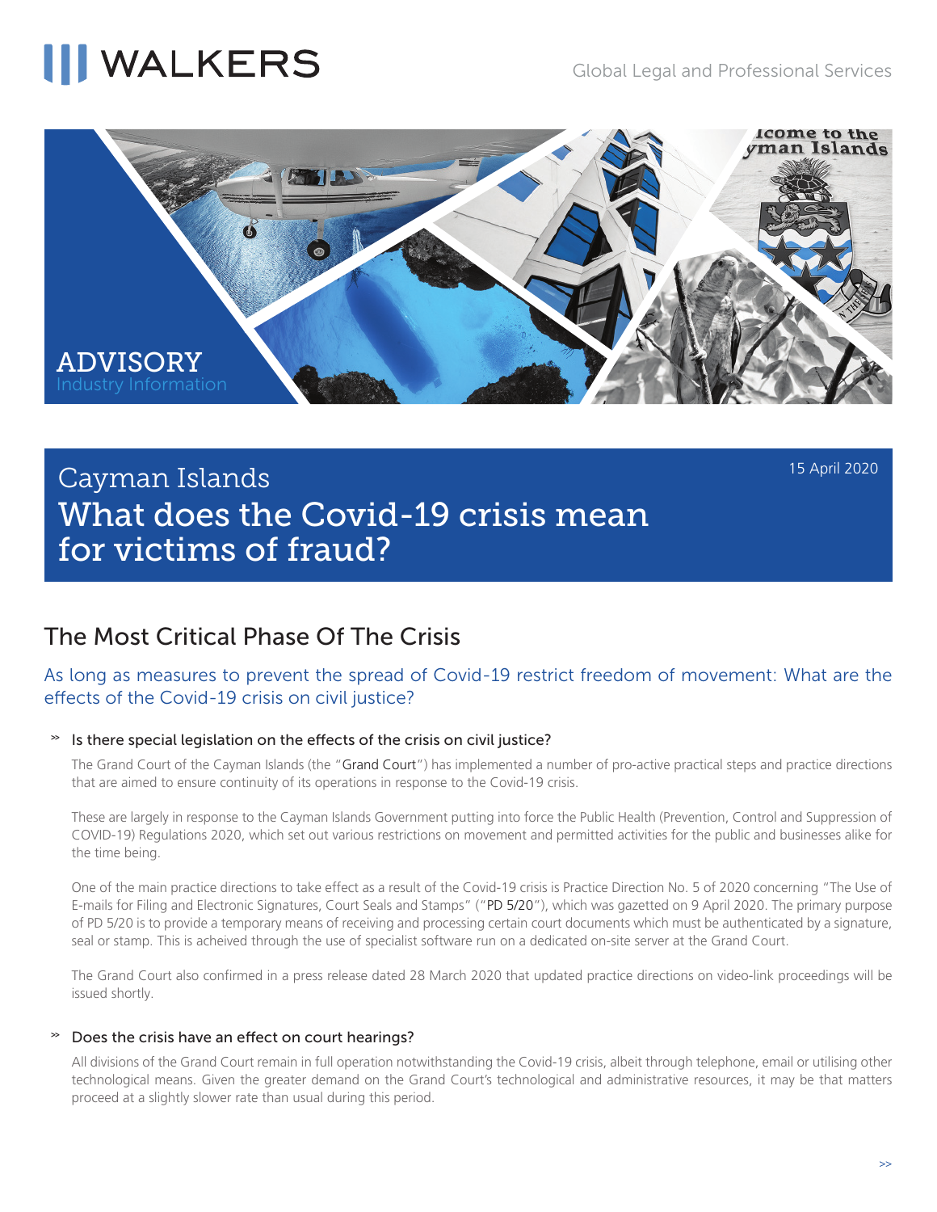WALKERS

Global Legal and Professional Services

ADVISORY
Industry Information

# Cayman Islands
# What does the Covid-19 crisis mean for victims of fraud?

15 April 2020

## The Most Critical Phase Of The Crisis

### As long as measures to prevent the spread of Covid-19 restrict freedom of movement: What are the effects of the Covid-19 crisis on civil justice?

#### Is there special legislation on the effects of the crisis on civil justice?

The Grand Court of the Cayman Islands (the "Grand Court") has implemented a number of pro-active practical steps and practice directions that are aimed to ensure continuity of its operations in response to the Covid-19 crisis.

These are largely in response to the Cayman Islands Government putting into force the Public Health (Prevention, Control and Suppression of COVID-19) Regulations 2020, which set out various restrictions on movement and permitted activities for the public and businesses alike for the time being.

One of the main practice directions to take effect as a result of the Covid-19 crisis is Practice Direction No. 5 of 2020 concerning "The Use of E-mails for Filing and Electronic Signatures, Court Seals and Stamps" ("PD 5/20"), which was gazetted on 9 April 2020. The primary purpose of PD 5/20 is to provide a temporary means of receiving and processing certain court documents which must be authenticated by a signature, seal or stamp. This is acheived through the use of specialist software run on a dedicated on-site server at the Grand Court.

The Grand Court also confirmed in a press release dated 28 March 2020 that updated practice directions on video-link proceedings will be issued shortly.

#### Does the crisis have an effect on court hearings?

All divisions of the Grand Court remain in full operation notwithstanding the Covid-19 crisis, albeit through telephone, email or utilising other technological means. Given the greater demand on the Grand Court's technological and administrative resources, it may be that matters proceed at a slightly slower rate than usual during this period.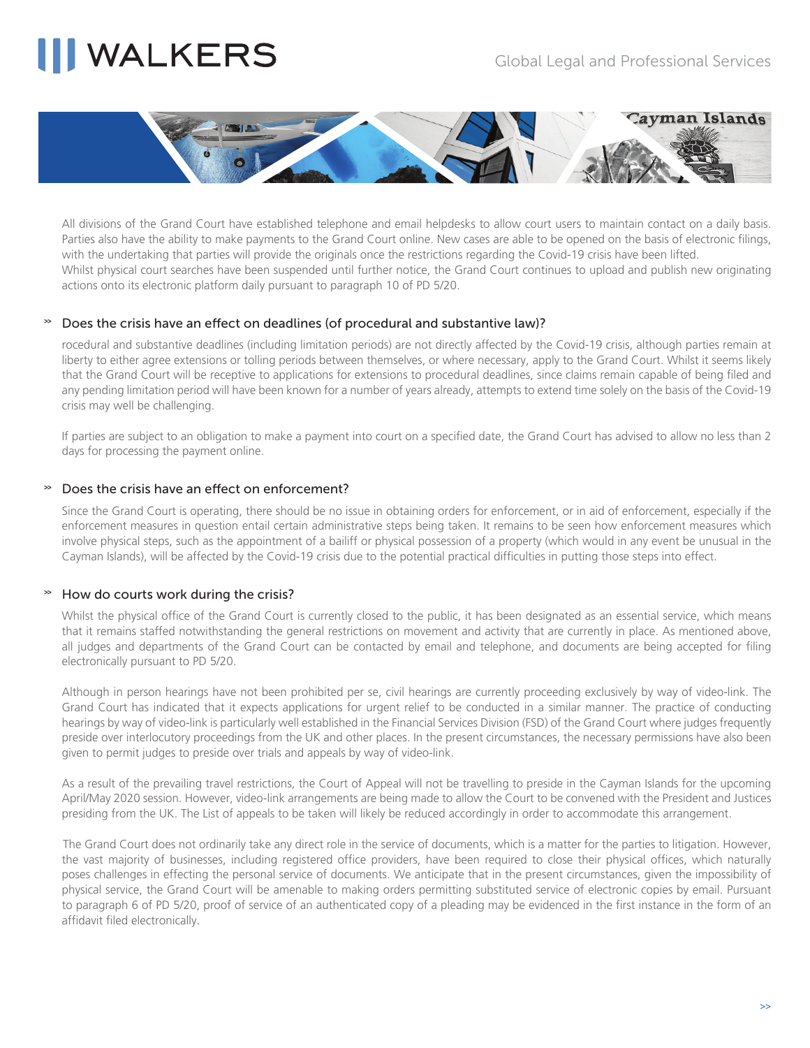All divisions of the Grand Court have established telephone and email helpdesks to allow court users to maintain contact on a daily basis. Parties also have the ability to make payments to the Grand Court online. New cases are able to be opened on the basis of electronic filings, with the undertaking that parties will provide the originals once the restrictions regarding the Covid-19 crisis have been lifted.
Whilst physical court searches have been suspended until further notice, the Grand Court continues to upload and publish new originating actions onto its electronic platform daily pursuant to paragraph 10 of PD 5/20.

## Does the crisis have an effect on deadlines (of procedural and substantive law)?

rocedural and substantive deadlines (including limitation periods) are not directly affected by the Covid-19 crisis, although parties remain at liberty to either agree extensions or tolling periods between themselves, or where necessary, apply to the Grand Court. Whilst it seems likely that the Grand Court will be receptive to applications for extensions to procedural deadlines, since claims remain capable of being filed and any pending limitation period will have been known for a number of years already, attempts to extend time solely on the basis of the Covid-19 crisis may well be challenging.

If parties are subject to an obligation to make a payment into court on a specified date, the Grand Court has advised to allow no less than 2 days for processing the payment online.

## Does the crisis have an effect on enforcement?

Since the Grand Court is operating, there should be no issue in obtaining orders for enforcement, or in aid of enforcement, especially if the enforcement measures in question entail certain administrative steps being taken. It remains to be seen how enforcement measures which involve physical steps, such as the appointment of a bailiff or physical possession of a property (which would in any event be unusual in the Cayman Islands), will be affected by the Covid-19 crisis due to the potential practical difficulties in putting those steps into effect.

## How do courts work during the crisis?

Whilst the physical office of the Grand Court is currently closed to the public, it has been designated as an essential service, which means that it remains staffed notwithstanding the general restrictions on movement and activity that are currently in place. As mentioned above, all judges and departments of the Grand Court can be contacted by email and telephone, and documents are being accepted for filing electronically pursuant to PD 5/20.

Although in person hearings have not been prohibited per se, civil hearings are currently proceeding exclusively by way of video-link. The Grand Court has indicated that it expects applications for urgent relief to be conducted in a similar manner. The practice of conducting hearings by way of video-link is particularly well established in the Financial Services Division (FSD) of the Grand Court where judges frequently preside over interlocutory proceedings from the UK and other places. In the present circumstances, the necessary permissions have also been given to permit judges to preside over trials and appeals by way of video-link.

As a result of the prevailing travel restrictions, the Court of Appeal will not be travelling to preside in the Cayman Islands for the upcoming April/May 2020 session. However, video-link arrangements are being made to allow the Court to be convened with the President and Justices presiding from the UK. The List of appeals to be taken will likely be reduced accordingly in order to accommodate this arrangement.

The Grand Court does not ordinarily take any direct role in the service of documents, which is a matter for the parties to litigation. However, the vast majority of businesses, including registered office providers, have been required to close their physical offices, which naturally poses challenges in effecting the personal service of documents. We anticipate that in the present circumstances, given the impossibility of physical service, the Grand Court will be amenable to making orders permitting substituted service of electronic copies by email. Pursuant to paragraph 6 of PD 5/20, proof of service of an authenticated copy of a pleading may be evidenced in the first instance in the form of an affidavit filed electronically.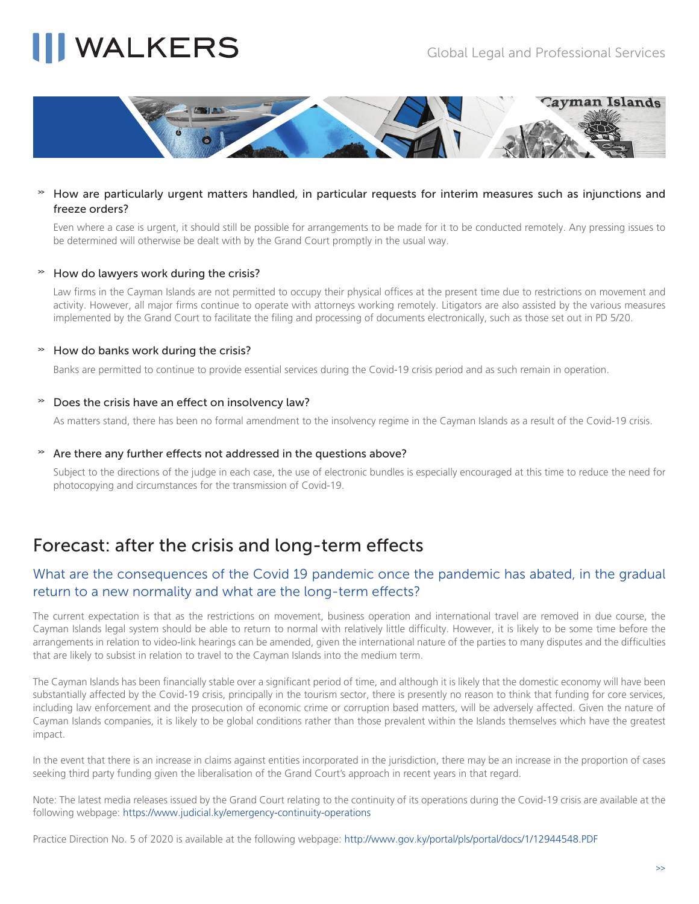- How are particularly urgent matters handled, in particular requests for interim measures such as injunctions and freeze orders?

  Even where a case is urgent, it should still be possible for arrangements to be made for it to be conducted remotely. Any pressing issues to be determined will otherwise be dealt with by the Grand Court promptly in the usual way.

- How do lawyers work during the crisis?

  Law firms in the Cayman Islands are not permitted to occupy their physical offices at the present time due to restrictions on movement and activity. However, all major firms continue to operate with attorneys working remotely. Litigators are also assisted by the various measures implemented by the Grand Court to facilitate the filing and processing of documents electronically, such as those set out in PD 5/20.

- How do banks work during the crisis?

  Banks are permitted to continue to provide essential services during the Covid-19 crisis period and as such remain in operation.

- Does the crisis have an effect on insolvency law?

  As matters stand, there has been no formal amendment to the insolvency regime in the Cayman Islands as a result of the Covid-19 crisis.

- Are there any further effects not addressed in the questions above?

  Subject to the directions of the judge in each case, the use of electronic bundles is especially encouraged at this time to reduce the need for photocopying and circumstances for the transmission of Covid-19.

## Forecast: after the crisis and long-term effects

### What are the consequences of the Covid 19 pandemic once the pandemic has abated, in the gradual return to a new normality and what are the long-term effects?

The current expectation is that as the restrictions on movement, business operation and international travel are removed in due course, the Cayman Islands legal system should be able to return to normal with relatively little difficulty. However, it is likely to be some time before the arrangements in relation to video-link hearings can be amended, given the international nature of the parties to many disputes and the difficulties that are likely to subsist in relation to travel to the Cayman Islands into the medium term.

The Cayman Islands has been financially stable over a significant period of time, and although it is likely that the domestic economy will have been substantially affected by the Covid-19 crisis, principally in the tourism sector, there is presently no reason to think that funding for core services, including law enforcement and the prosecution of economic crime or corruption based matters, will be adversely affected. Given the nature of Cayman Islands companies, it is likely to be global conditions rather than those prevalent within the Islands themselves which have the greatest impact.

In the event that there is an increase in claims against entities incorporated in the jurisdiction, there may be an increase in the proportion of cases seeking third party funding given the liberalisation of the Grand Court's approach in recent years in that regard.

Note: The latest media releases issued by the Grand Court relating to the continuity of its operations during the Covid-19 crisis are available at the following webpage: https://www.judicial.ky/emergency-continuity-operations

Practice Direction No. 5 of 2020 is available at the following webpage: http://www.gov.ky/portal/pls/portal/docs/1/12944548.PDF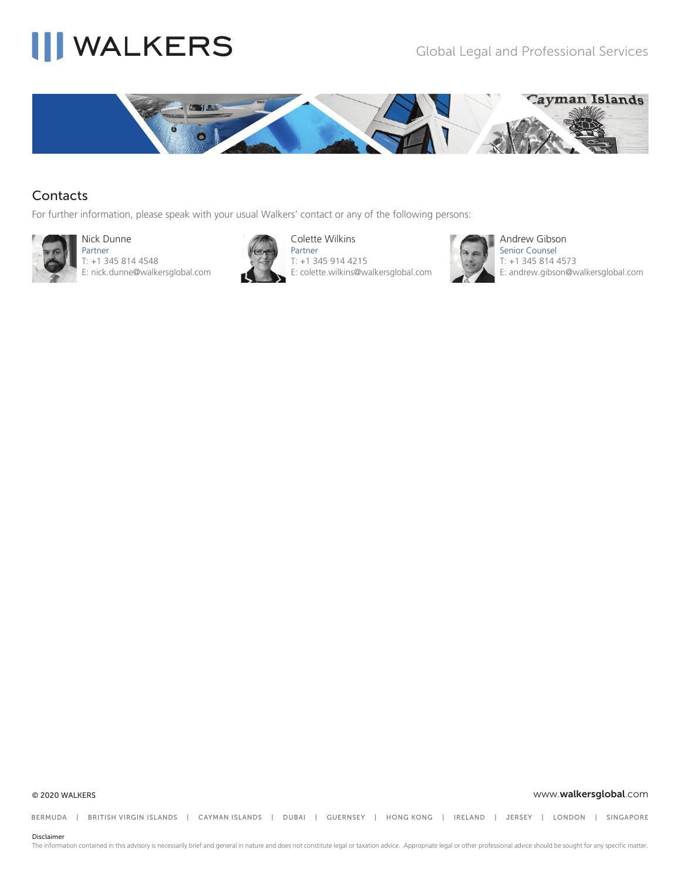## Contacts

For further information, please speak with your usual Walkers' contact or any of the following persons:

Nick Dunne
Partner
T: +1 345 814 4548
E: nick.dunne@walkersglobal.com

Colette Wilkins
Partner
T: +1 345 914 4215
E: colette.wilkins@walkersglobal.com

Andrew Gibson
Senior Counsel
T: +1 345 814 4573
E: andrew.gibson@walkersglobal.com

© 2020 WALKERS

www.walkersglobal.com

BERMUDA | BRITISH VIRGIN ISLANDS | CAYMAN ISLANDS | DUBAI | GUERNSEY | HONG KONG | IRELAND | JERSEY | LONDON | SINGAPORE

Disclaimer
The information contained in this advisory is necessarily brief and general in nature and does not constitute legal or taxation advice. Appropriate legal or other professional advice should be sought for any specific matter.